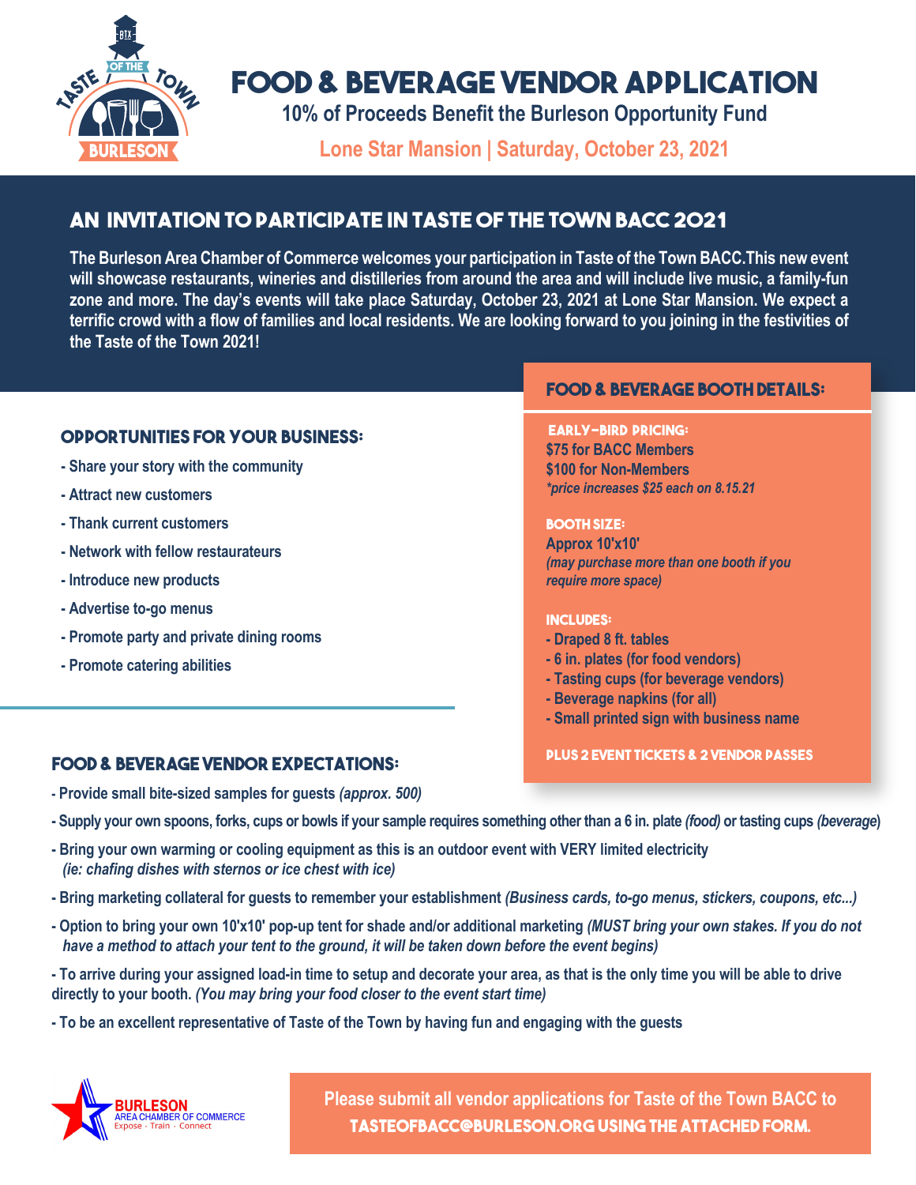# FOOD & BEVERAGE VENDOR APPLICATION

**10% of Proceeds Benefit the Burleson Opportunity Fund**

**Lone Star Mansion | Saturday, October 23, 2021**

## AN INVITATION TO PARTICIPATE IN TASTE OF THE TOWN BACC 2021

**The Burleson Area Chamber of Commerce welcomes your participation in Taste of the Town BACC.This new event will showcase restaurants, wineries and distilleries from around the area and will include live music, a family-fun zone and more. The day's events will take place Saturday, October 23, 2021 at Lone Star Mansion. We expect a terrific crowd with a flow of families and local residents. We are looking forward to you joining in the festivities of the Taste of the Town 2021!**

### OPPORTUNITIES FOR YOUR BUSINESS:

- Share your story with the community
- Attract new customers
- Thank current customers
- Network with fellow restaurateurs
- Introduce new products
- Advertise to-go menus
- Promote party and private dining rooms
- Promote catering abilities

### FOOD & BEVERAGE BOOTH DETAILS:

**EARLY-BIRD PRICING:**
$75 for BACC Members
$100 for Non-Members
*\*price increases $25 each on 8.15.21*

**BOOTH SIZE:**
Approx 10'x10'
*(may purchase more than one booth if you require more space)*

**INCLUDES:**
- Draped 8 ft. tables
- 6 in. plates (for food vendors)
- Tasting cups (for beverage vendors)
- Beverage napkins (for all)
- Small printed sign with business name

**PLUS 2 EVENT TICKETS & 2 VENDOR PASSES**

### FOOD & BEVERAGE VENDOR EXPECTATIONS:

- Provide small bite-sized samples for guests *(approx. 500)*
- Supply your own spoons, forks, cups or bowls if your sample requires something other than a 6 in. plate *(food)* or tasting cups *(beverage)*
- Bring your own warming or cooling equipment as this is an outdoor event with VERY limited electricity *(ie: chafing dishes with sternos or ice chest with ice)*
- Bring marketing collateral for guests to remember your establishment *(Business cards, to-go menus, stickers, coupons, etc...)*
- Option to bring your own 10'x10' pop-up tent for shade and/or additional marketing *(MUST bring your own stakes. If you do not have a method to attach your tent to the ground, it will be taken down before the event begins)*
- To arrive during your assigned load-in time to setup and decorate your area, as that is the only time you will be able to drive directly to your booth. *(You may bring your food closer to the event start time)*
- To be an excellent representative of Taste of the Town by having fun and engaging with the guests

BURLESON AREA CHAMBER OF COMMERCE
Expose · Train · Connect

**Please submit all vendor applications for Taste of the Town BACC to TASTEOFBACC@BURLESON.ORG USING THE ATTACHED FORM.**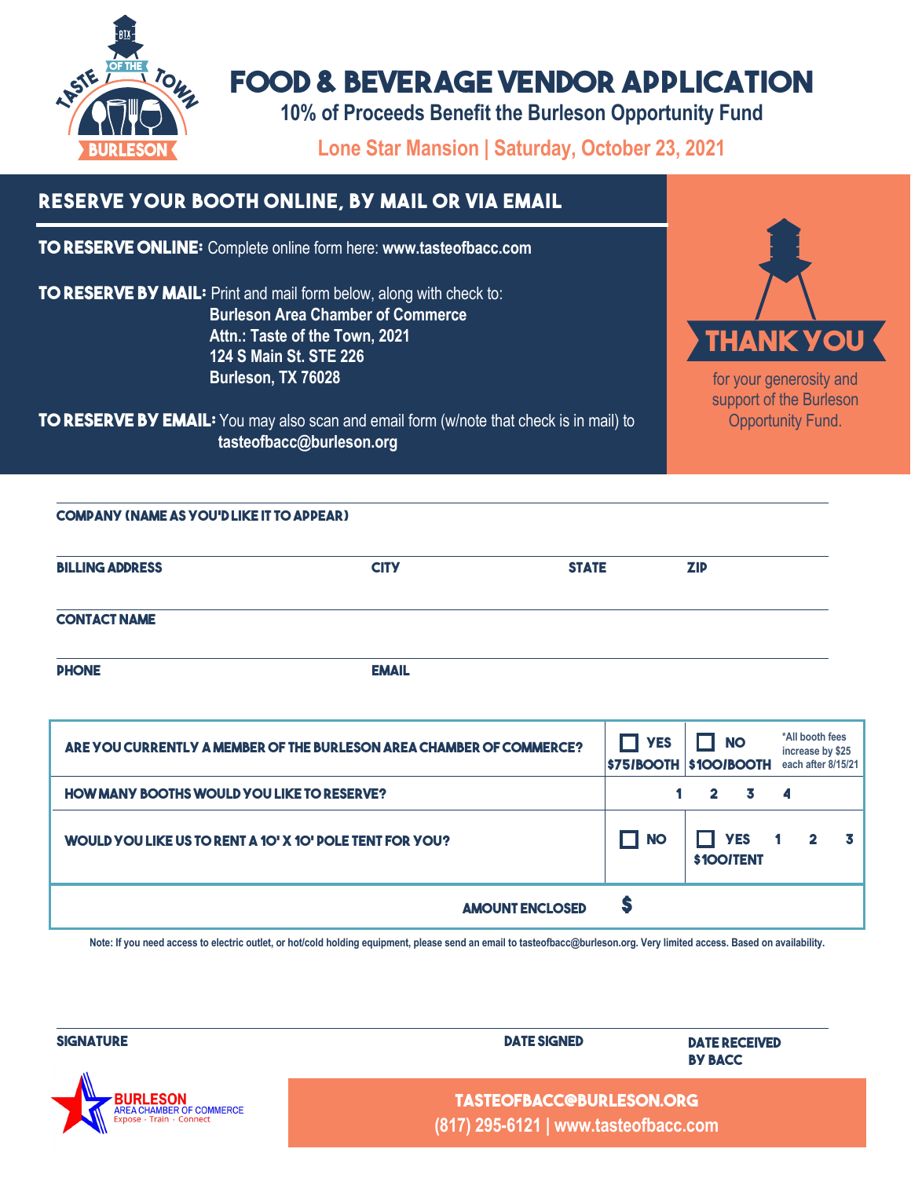TASTE OF THE TOWN BURLESON

# FOOD & BEVERAGE VENDOR APPLICATION

**10% of Proceeds Benefit the Burleson Opportunity Fund**

**Lone Star Mansion | Saturday, October 23, 2021**

## RESERVE YOUR BOOTH ONLINE, BY MAIL OR VIA EMAIL

**TO RESERVE ONLINE:** Complete online form here: **www.tasteofbacc.com**

**TO RESERVE BY MAIL:** Print and mail form below, along with check to:
**Burleson Area Chamber of Commerce**
**Attn.: Taste of the Town, 2021**
**124 S Main St. STE 226**
**Burleson, TX 76028**

**TO RESERVE BY EMAIL:** You may also scan and email form (w/note that check is in mail) to **tasteofbacc@burleson.org**

**THANK YOU** for your generosity and support of the Burleson Opportunity Fund.

COMPANY (NAME AS YOU'D LIKE IT TO APPEAR)

BILLING ADDRESS | CITY | STATE | ZIP

CONTACT NAME

PHONE | EMAIL

| | | | |
|---|---|---|---|
| ARE YOU CURRENTLY A MEMBER OF THE BURLESON AREA CHAMBER OF COMMERCE? | ☐ YES $75/BOOTH | ☐ NO $100/BOOTH | *All booth fees increase by $25 each after 8/15/21 |
| HOW MANY BOOTHS WOULD YOU LIKE TO RESERVE? | 1 2 3 4 | | |
| WOULD YOU LIKE US TO RENT A 10' X 10' POLE TENT FOR YOU? | ☐ NO | ☐ YES $100/TENT | 1 2 3 |
| AMOUNT ENCLOSED | $ | | |

Note: If you need access to electric outlet, or hot/cold holding equipment, please send an email to tasteofbacc@burleson.org. Very limited access. Based on availability.

SIGNATURE | DATE SIGNED | DATE RECEIVED BY BACC

BURLESON AREA CHAMBER OF COMMERCE
Expose · Train · Connect

**TASTEOFBACC@BURLESON.ORG**
**(817) 295-6121 | www.tasteofbacc.com**